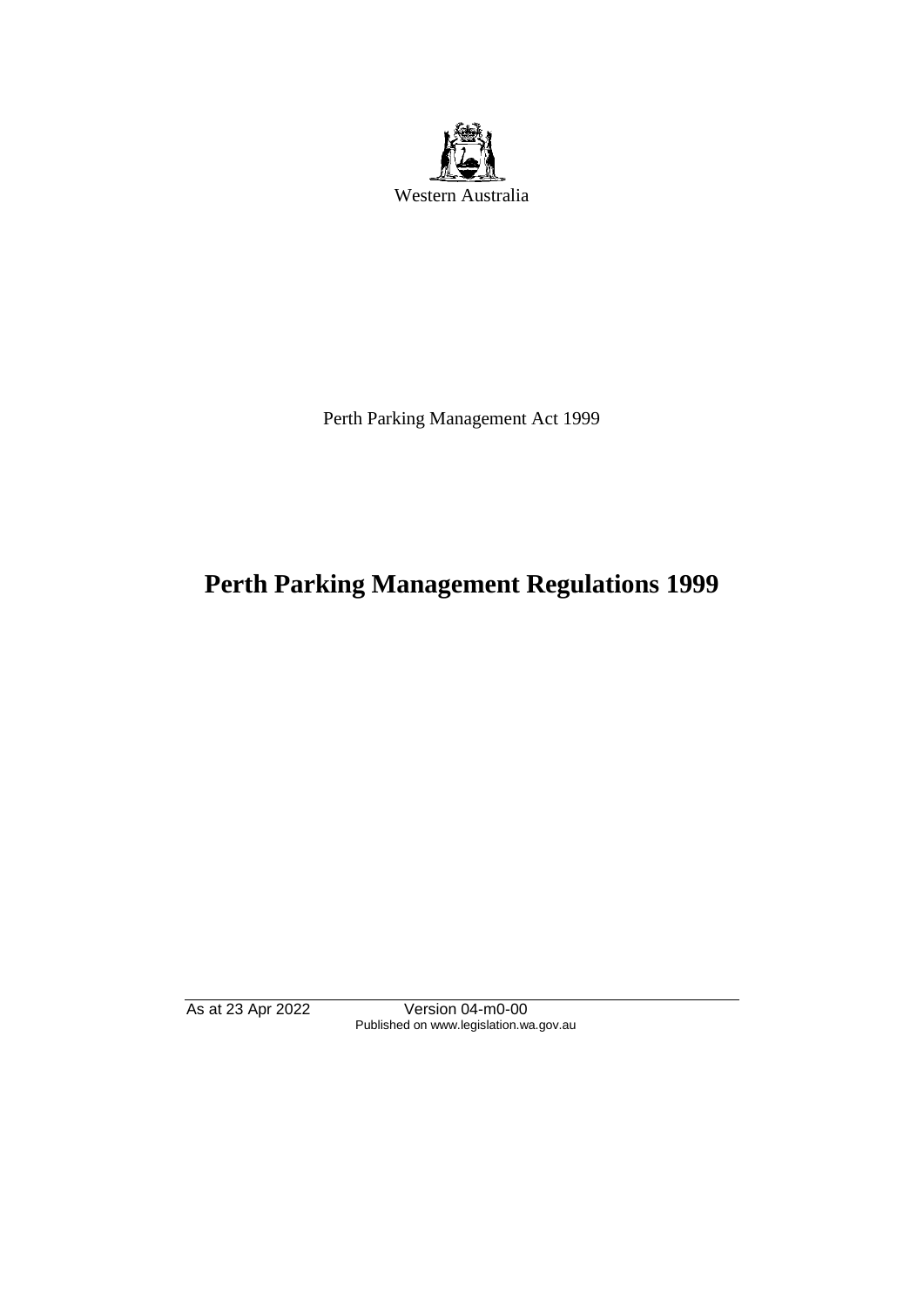Western Australia

Perth Parking Management Act 1999

# Perth Parking Management Regulations 1999

As at 23 Apr 2022 Version 04-m0-00
Published on www.legislation.wa.gov.au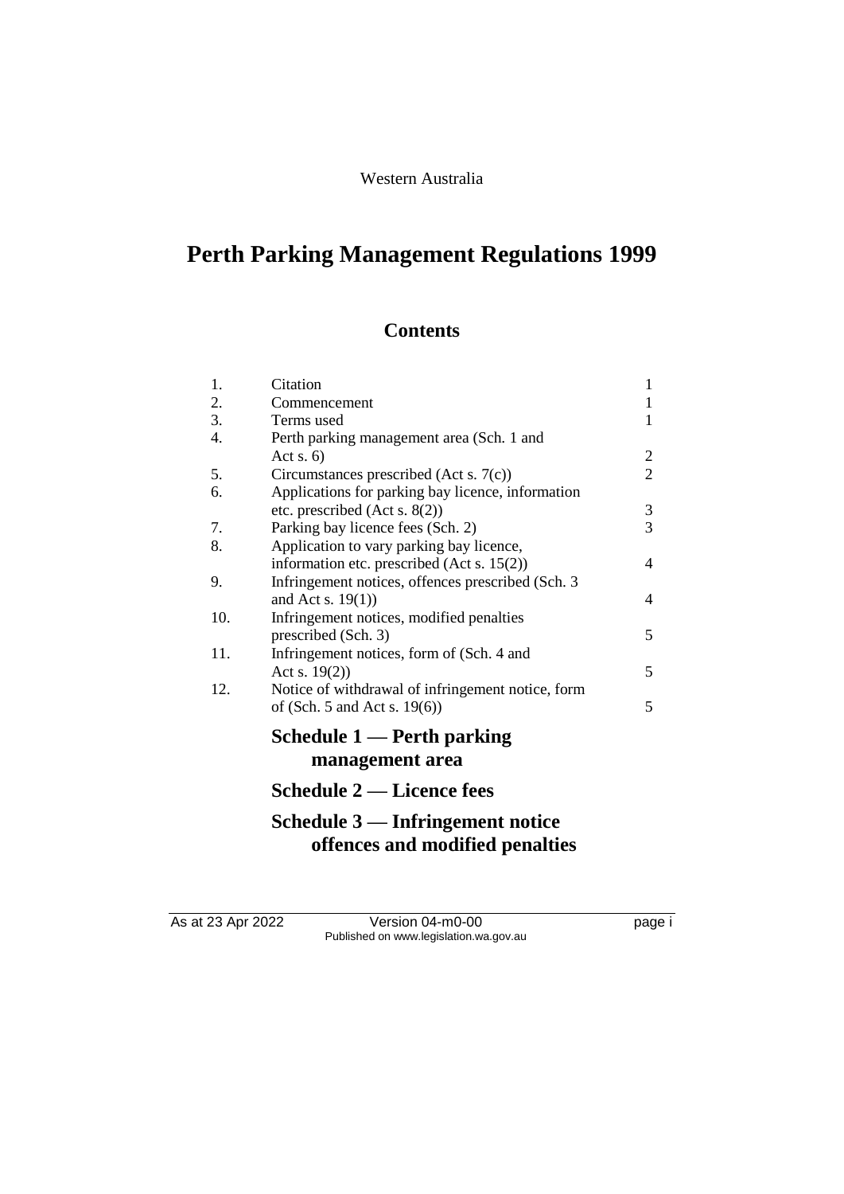Western Australia

# Perth Parking Management Regulations 1999

## Contents

| | | |
|---|---|---|
| 1. | Citation | 1 |
| 2. | Commencement | 1 |
| 3. | Terms used | 1 |
| 4. | Perth parking management area (Sch. 1 and Act s. 6) | 2 |
| 5. | Circumstances prescribed (Act s. 7(c)) | 2 |
| 6. | Applications for parking bay licence, information etc. prescribed (Act s. 8(2)) | 3 |
| 7. | Parking bay licence fees (Sch. 2) | 3 |
| 8. | Application to vary parking bay licence, information etc. prescribed (Act s. 15(2)) | 4 |
| 9. | Infringement notices, offences prescribed (Sch. 3 and Act s. 19(1)) | 4 |
| 10. | Infringement notices, modified penalties prescribed (Sch. 3) | 5 |
| 11. | Infringement notices, form of (Sch. 4 and Act s. 19(2)) | 5 |
| 12. | Notice of withdrawal of infringement notice, form of (Sch. 5 and Act s. 19(6)) | 5 |

**Schedule 1 — Perth parking management area**

**Schedule 2 — Licence fees**

**Schedule 3 — Infringement notice offences and modified penalties**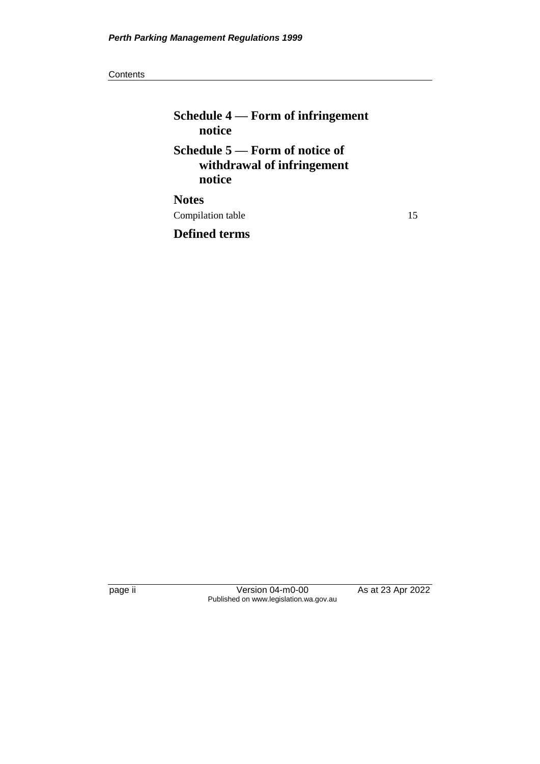**Schedule 4 — Form of infringement notice**

**Schedule 5 — Form of notice of withdrawal of infringement notice**

**Notes**

Compilation table 15

**Defined terms**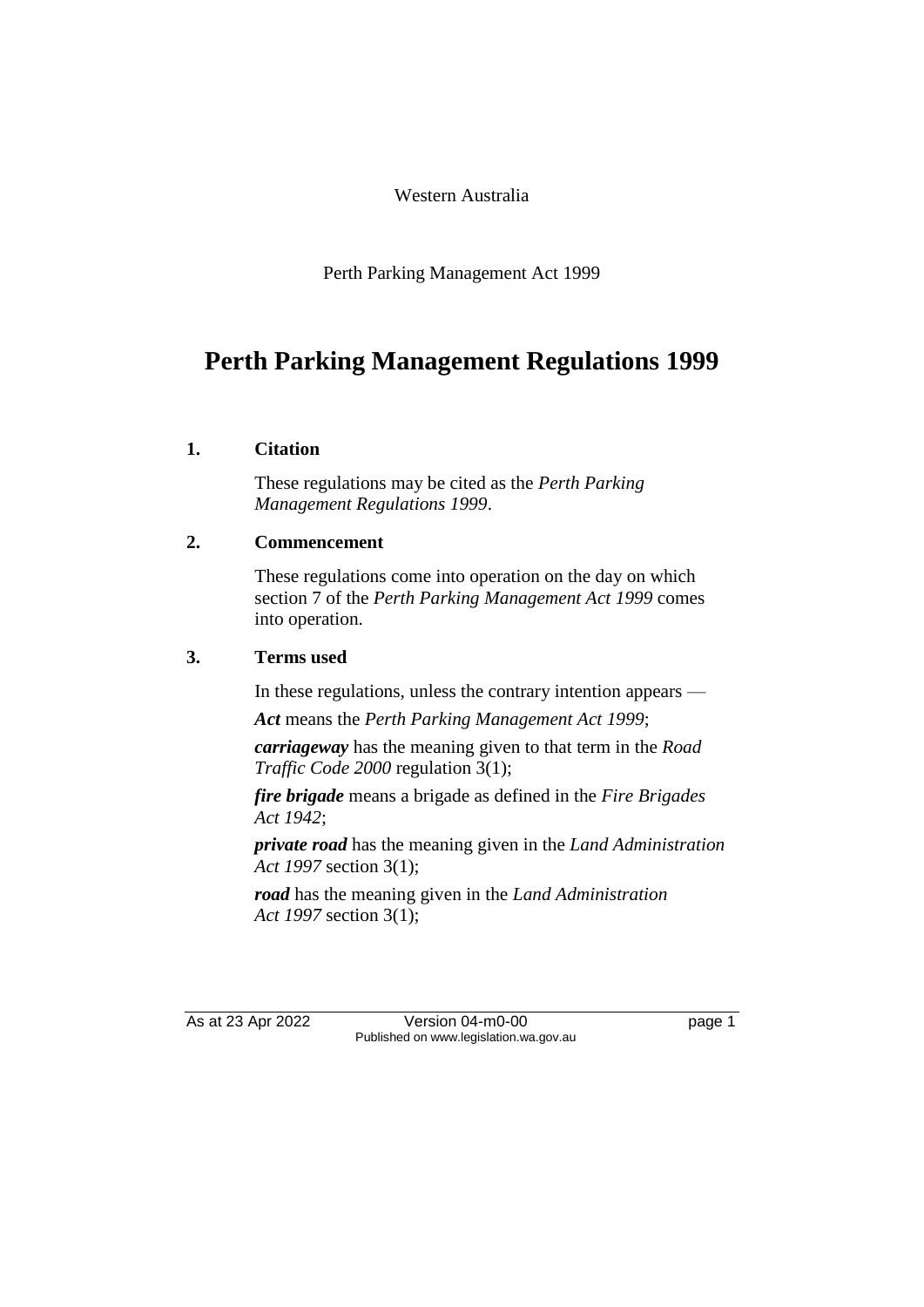Western Australia

Perth Parking Management Act 1999

# Perth Parking Management Regulations 1999

## 1. Citation

These regulations may be cited as the *Perth Parking Management Regulations 1999*.

## 2. Commencement

These regulations come into operation on the day on which section 7 of the *Perth Parking Management Act 1999* comes into operation.

## 3. Terms used

In these regulations, unless the contrary intention appears —

***Act*** means the *Perth Parking Management Act 1999*;

***carriageway*** has the meaning given to that term in the *Road Traffic Code 2000* regulation 3(1);

***fire brigade*** means a brigade as defined in the *Fire Brigades Act 1942*;

***private road*** has the meaning given in the *Land Administration Act 1997* section 3(1);

***road*** has the meaning given in the *Land Administration Act 1997* section 3(1);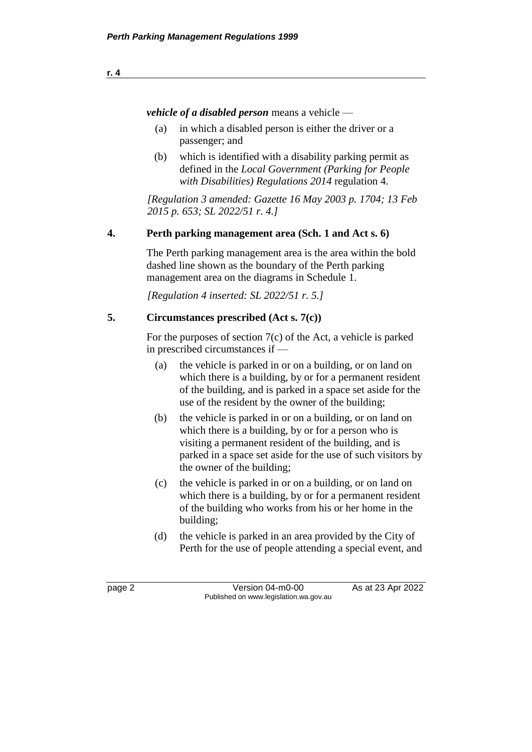***vehicle of a disabled person*** means a vehicle —

(a) in which a disabled person is either the driver or a passenger; and

(b) which is identified with a disability parking permit as defined in the *Local Government (Parking for People with Disabilities) Regulations 2014* regulation 4.

*[Regulation 3 amended: Gazette 16 May 2003 p. 1704; 13 Feb 2015 p. 653; SL 2022/51 r. 4.]*

## 4. Perth parking management area (Sch. 1 and Act s. 6)

The Perth parking management area is the area within the bold dashed line shown as the boundary of the Perth parking management area on the diagrams in Schedule 1.

*[Regulation 4 inserted: SL 2022/51 r. 5.]*

## 5. Circumstances prescribed (Act s. 7(c))

For the purposes of section 7(c) of the Act, a vehicle is parked in prescribed circumstances if —

(a) the vehicle is parked in or on a building, or on land on which there is a building, by or for a permanent resident of the building, and is parked in a space set aside for the use of the resident by the owner of the building;

(b) the vehicle is parked in or on a building, or on land on which there is a building, by or for a person who is visiting a permanent resident of the building, and is parked in a space set aside for the use of such visitors by the owner of the building;

(c) the vehicle is parked in or on a building, or on land on which there is a building, by or for a permanent resident of the building who works from his or her home in the building;

(d) the vehicle is parked in an area provided by the City of Perth for the use of people attending a special event, and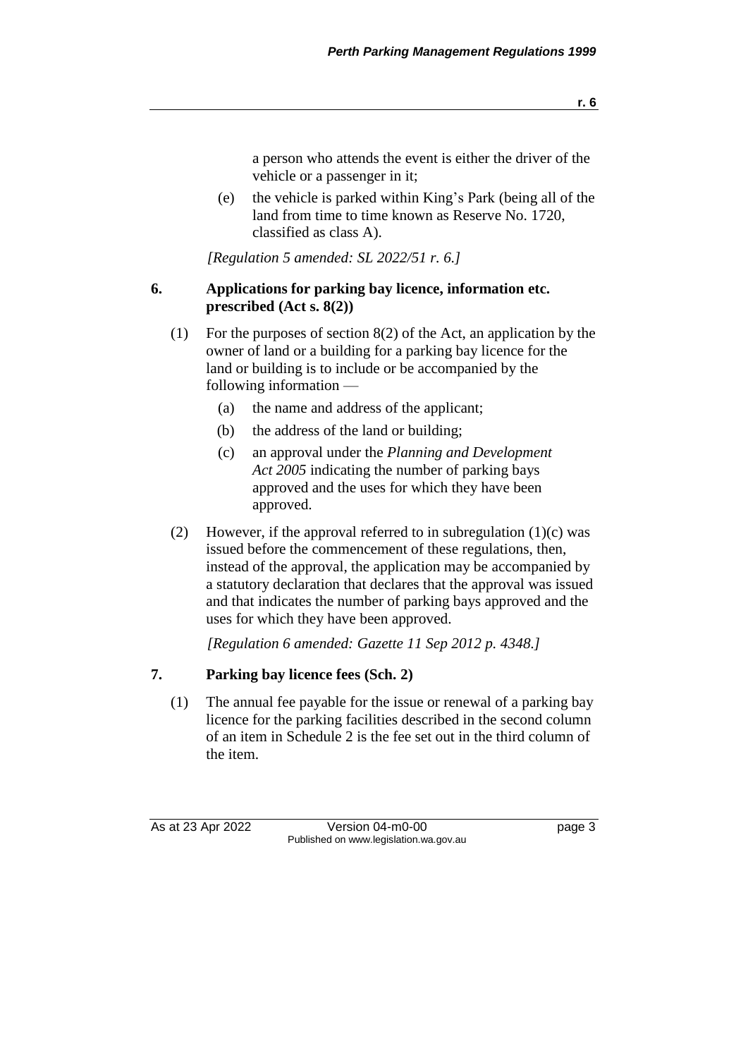a person who attends the event is either the driver of the vehicle or a passenger in it;

(e) the vehicle is parked within King's Park (being all of the land from time to time known as Reserve No. 1720, classified as class A).

*[Regulation 5 amended: SL 2022/51 r. 6.]*

## 6. Applications for parking bay licence, information etc. prescribed (Act s. 8(2))

(1) For the purposes of section 8(2) of the Act, an application by the owner of land or a building for a parking bay licence for the land or building is to include or be accompanied by the following information —

(a) the name and address of the applicant;

(b) the address of the land or building;

(c) an approval under the *Planning and Development Act 2005* indicating the number of parking bays approved and the uses for which they have been approved.

(2) However, if the approval referred to in subregulation (1)(c) was issued before the commencement of these regulations, then, instead of the approval, the application may be accompanied by a statutory declaration that declares that the approval was issued and that indicates the number of parking bays approved and the uses for which they have been approved.

*[Regulation 6 amended: Gazette 11 Sep 2012 p. 4348.]*

## 7. Parking bay licence fees (Sch. 2)

(1) The annual fee payable for the issue or renewal of a parking bay licence for the parking facilities described in the second column of an item in Schedule 2 is the fee set out in the third column of the item.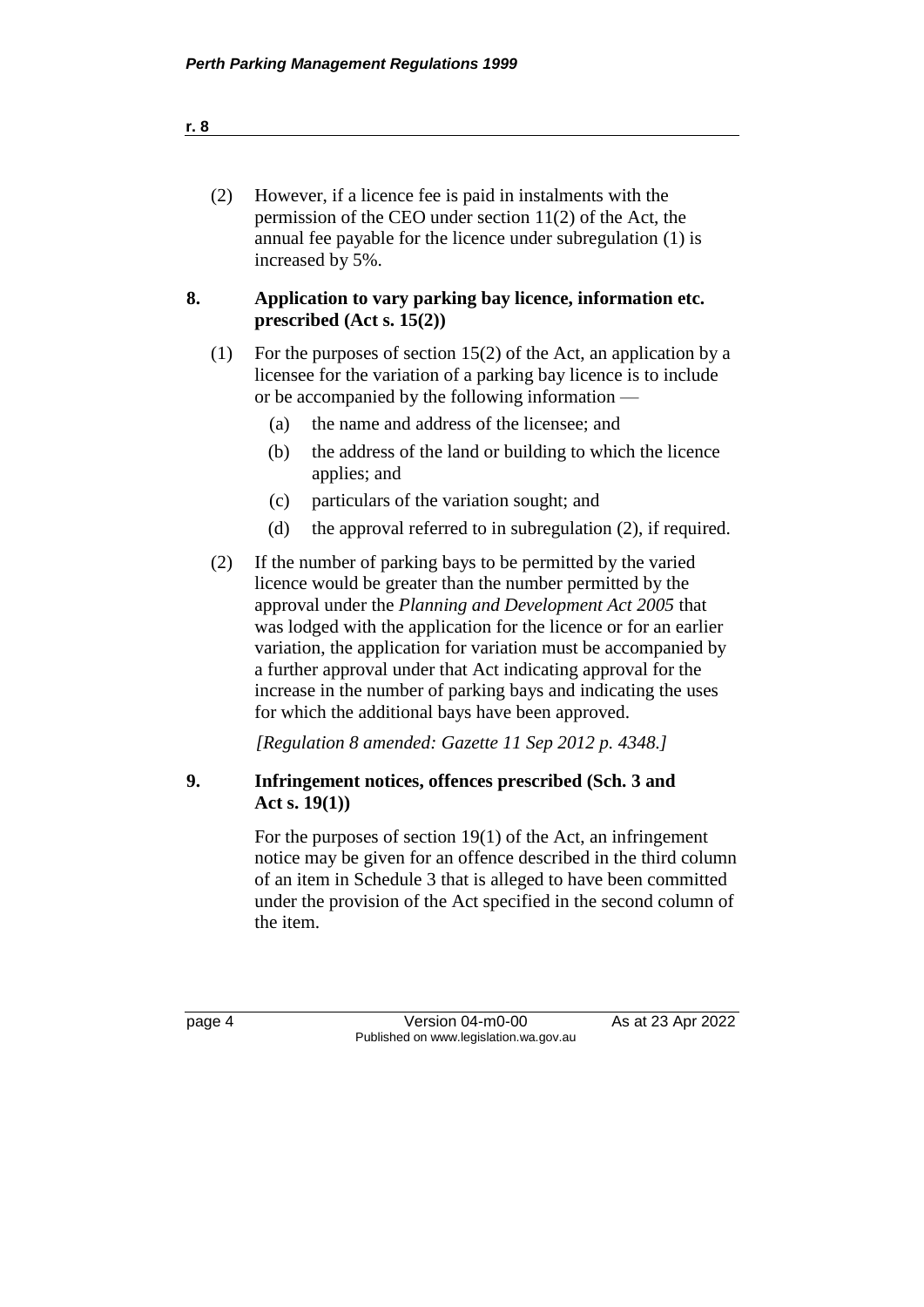(2) However, if a licence fee is paid in instalments with the permission of the CEO under section 11(2) of the Act, the annual fee payable for the licence under subregulation (1) is increased by 5%.

## 8. Application to vary parking bay licence, information etc. prescribed (Act s. 15(2))

(1) For the purposes of section 15(2) of the Act, an application by a licensee for the variation of a parking bay licence is to include or be accompanied by the following information —

- (a) the name and address of the licensee; and
- (b) the address of the land or building to which the licence applies; and
- (c) particulars of the variation sought; and
- (d) the approval referred to in subregulation (2), if required.

(2) If the number of parking bays to be permitted by the varied licence would be greater than the number permitted by the approval under the *Planning and Development Act 2005* that was lodged with the application for the licence or for an earlier variation, the application for variation must be accompanied by a further approval under that Act indicating approval for the increase in the number of parking bays and indicating the uses for which the additional bays have been approved.

*[Regulation 8 amended: Gazette 11 Sep 2012 p. 4348.]*

## 9. Infringement notices, offences prescribed (Sch. 3 and Act s. 19(1))

For the purposes of section 19(1) of the Act, an infringement notice may be given for an offence described in the third column of an item in Schedule 3 that is alleged to have been committed under the provision of the Act specified in the second column of the item.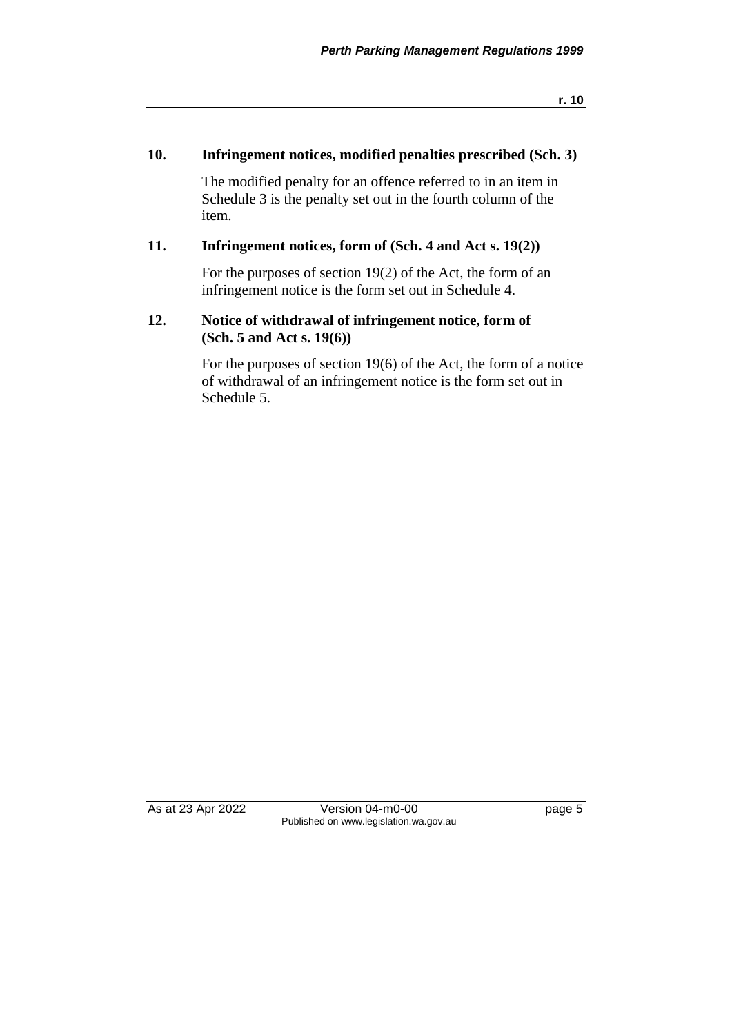## 10. Infringement notices, modified penalties prescribed (Sch. 3)

The modified penalty for an offence referred to in an item in Schedule 3 is the penalty set out in the fourth column of the item.

## 11. Infringement notices, form of (Sch. 4 and Act s. 19(2))

For the purposes of section 19(2) of the Act, the form of an infringement notice is the form set out in Schedule 4.

## 12. Notice of withdrawal of infringement notice, form of (Sch. 5 and Act s. 19(6))

For the purposes of section 19(6) of the Act, the form of a notice of withdrawal of an infringement notice is the form set out in Schedule 5.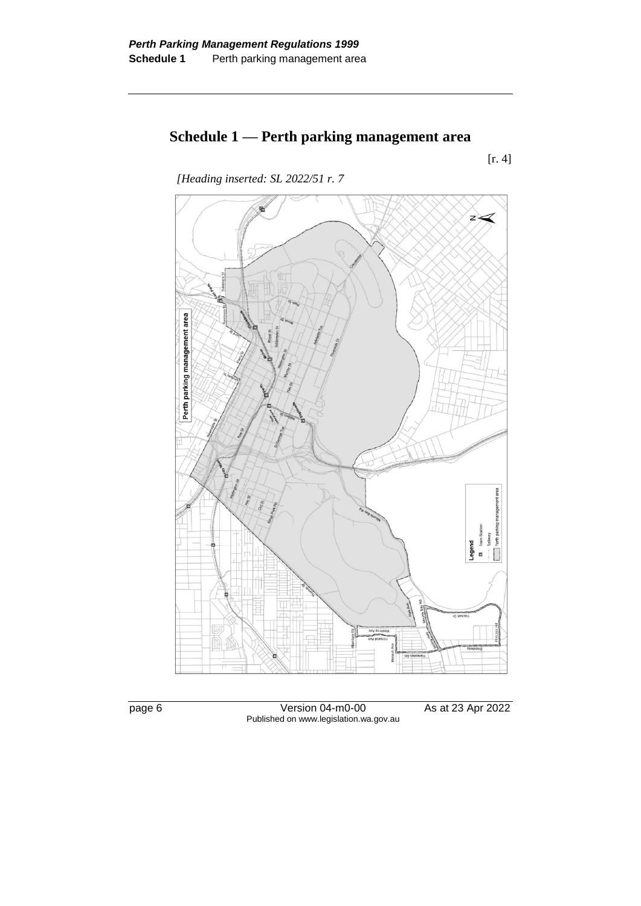# Schedule 1 — Perth parking management area

[r. 4]

*[Heading inserted: SL 2022/51 r. 7*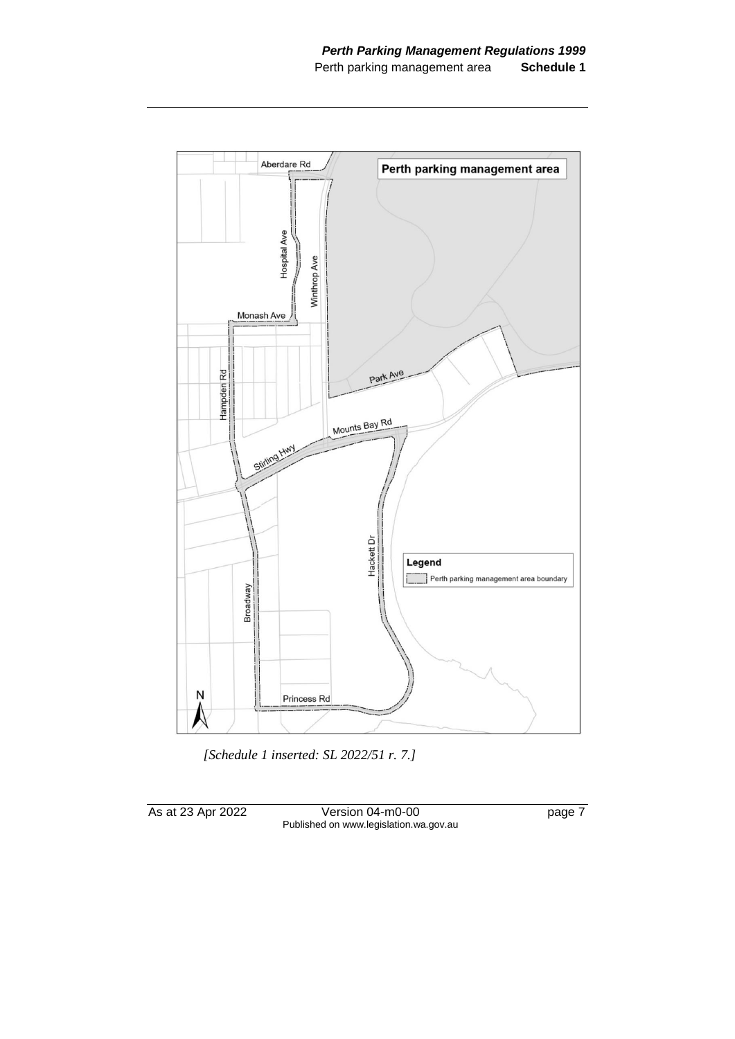[Schedule 1 inserted: SL 2022/51 r. 7.]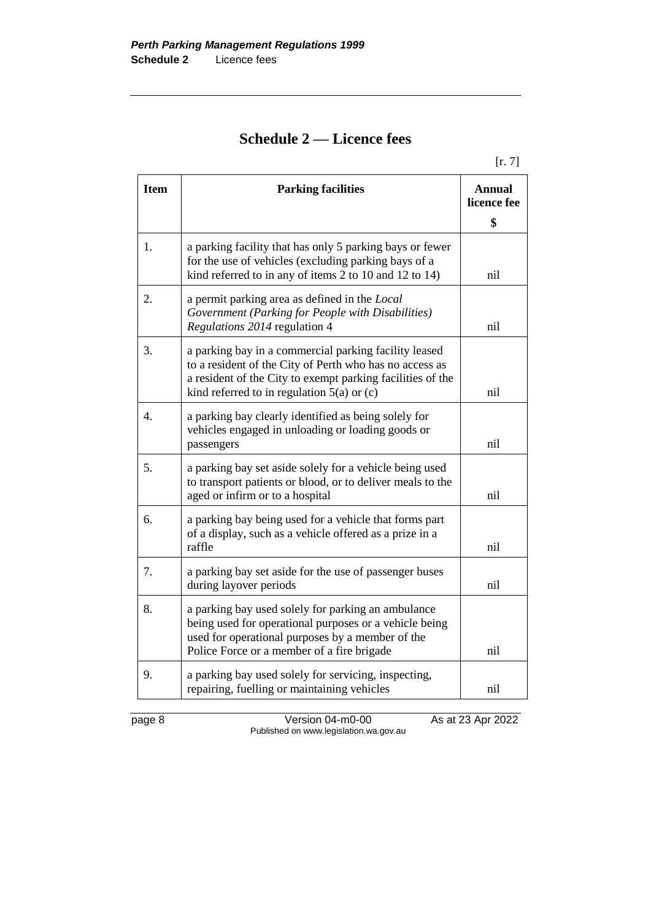# Schedule 2 — Licence fees

[r. 7]

| Item | Parking facilities | Annual licence fee $ |
|---|---|---|
| 1. | a parking facility that has only 5 parking bays or fewer for the use of vehicles (excluding parking bays of a kind referred to in any of items 2 to 10 and 12 to 14) | nil |
| 2. | a permit parking area as defined in the *Local Government (Parking for People with Disabilities) Regulations 2014* regulation 4 | nil |
| 3. | a parking bay in a commercial parking facility leased to a resident of the City of Perth who has no access as a resident of the City to exempt parking facilities of the kind referred to in regulation 5(a) or (c) | nil |
| 4. | a parking bay clearly identified as being solely for vehicles engaged in unloading or loading goods or passengers | nil |
| 5. | a parking bay set aside solely for a vehicle being used to transport patients or blood, or to deliver meals to the aged or infirm or to a hospital | nil |
| 6. | a parking bay being used for a vehicle that forms part of a display, such as a vehicle offered as a prize in a raffle | nil |
| 7. | a parking bay set aside for the use of passenger buses during layover periods | nil |
| 8. | a parking bay used solely for parking an ambulance being used for operational purposes or a vehicle being used for operational purposes by a member of the Police Force or a member of a fire brigade | nil |
| 9. | a parking bay used solely for servicing, inspecting, repairing, fuelling or maintaining vehicles | nil |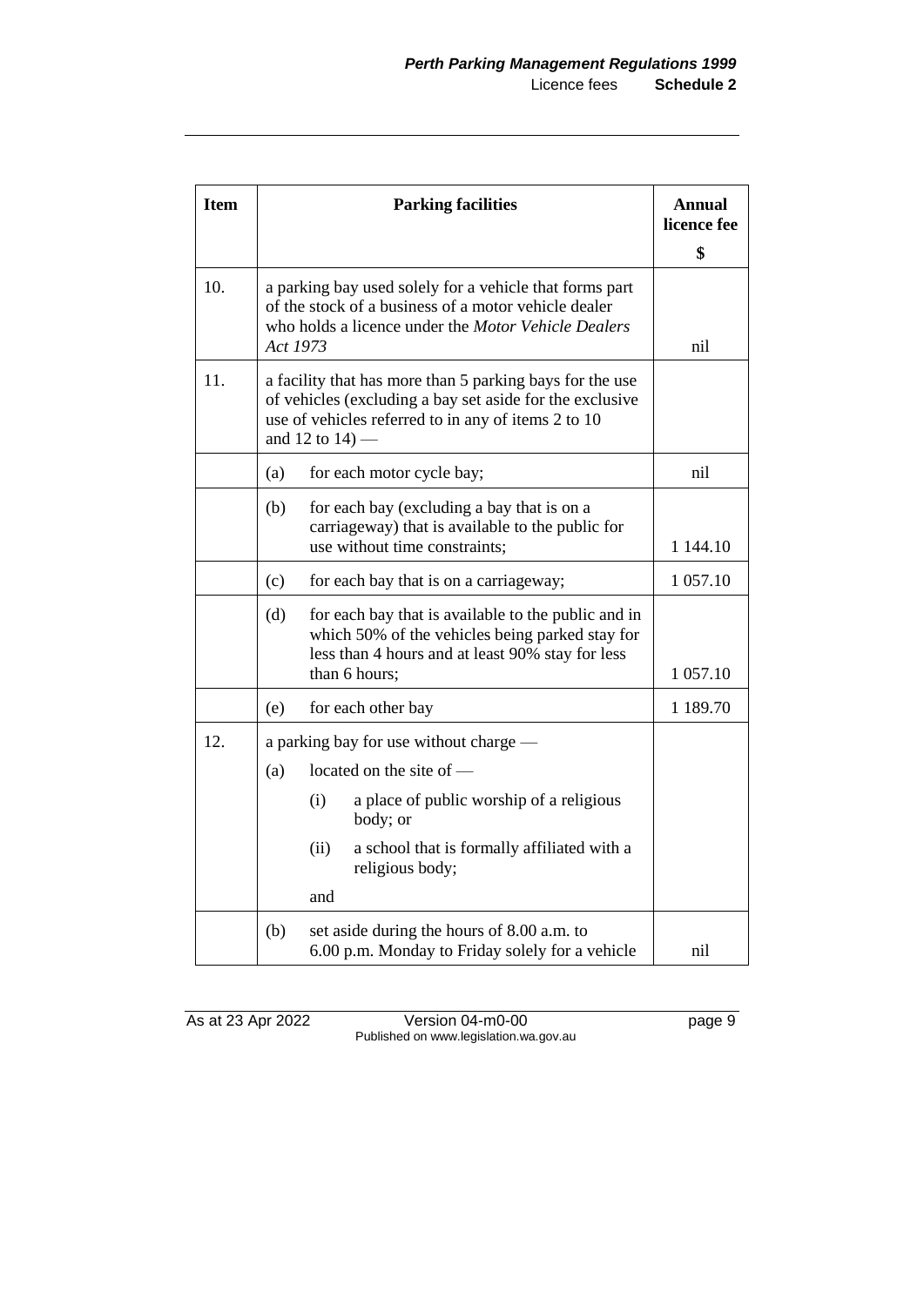| Item | Parking facilities | Annual licence fee $ |
|---|---|---|
| 10. | a parking bay used solely for a vehicle that forms part of the stock of a business of a motor vehicle dealer who holds a licence under the *Motor Vehicle Dealers Act 1973* | nil |
| 11. | a facility that has more than 5 parking bays for the use of vehicles (excluding a bay set aside for the exclusive use of vehicles referred to in any of items 2 to 10 and 12 to 14) — | |
| | (a) for each motor cycle bay; | nil |
| | (b) for each bay (excluding a bay that is on a carriageway) that is available to the public for use without time constraints; | 1 144.10 |
| | (c) for each bay that is on a carriageway; | 1 057.10 |
| | (d) for each bay that is available to the public and in which 50% of the vehicles being parked stay for less than 4 hours and at least 90% stay for less than 6 hours; | 1 057.10 |
| | (e) for each other bay | 1 189.70 |
| 12. | a parking bay for use without charge — (a) located on the site of — (i) a place of public worship of a religious body; or (ii) a school that is formally affiliated with a religious body; and | |
| | (b) set aside during the hours of 8.00 a.m. to 6.00 p.m. Monday to Friday solely for a vehicle | nil |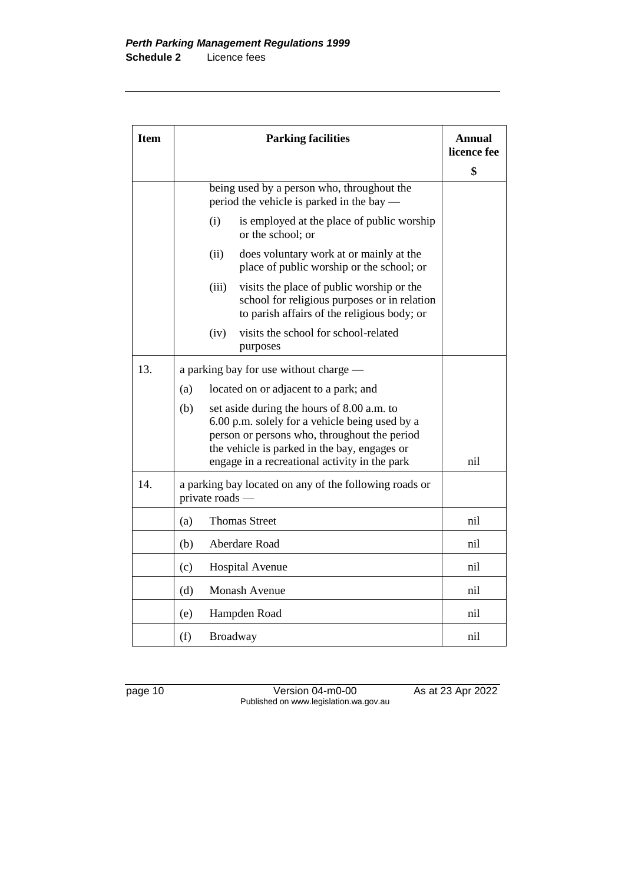| Item | Parking facilities | Annual licence fee $ |
|---|---|---|
| | being used by a person who, throughout the period the vehicle is parked in the bay —<br>(i) is employed at the place of public worship or the school; or<br>(ii) does voluntary work at or mainly at the place of public worship or the school; or<br>(iii) visits the place of public worship or the school for religious purposes or in relation to parish affairs of the religious body; or<br>(iv) visits the school for school-related purposes | |
| 13. | a parking bay for use without charge —<br>(a) located on or adjacent to a park; and<br>(b) set aside during the hours of 8.00 a.m. to 6.00 p.m. solely for a vehicle being used by a person or persons who, throughout the period the vehicle is parked in the bay, engages or engage in a recreational activity in the park | nil |
| 14. | a parking bay located on any of the following roads or private roads — | |
| | (a) Thomas Street | nil |
| | (b) Aberdare Road | nil |
| | (c) Hospital Avenue | nil |
| | (d) Monash Avenue | nil |
| | (e) Hampden Road | nil |
| | (f) Broadway | nil |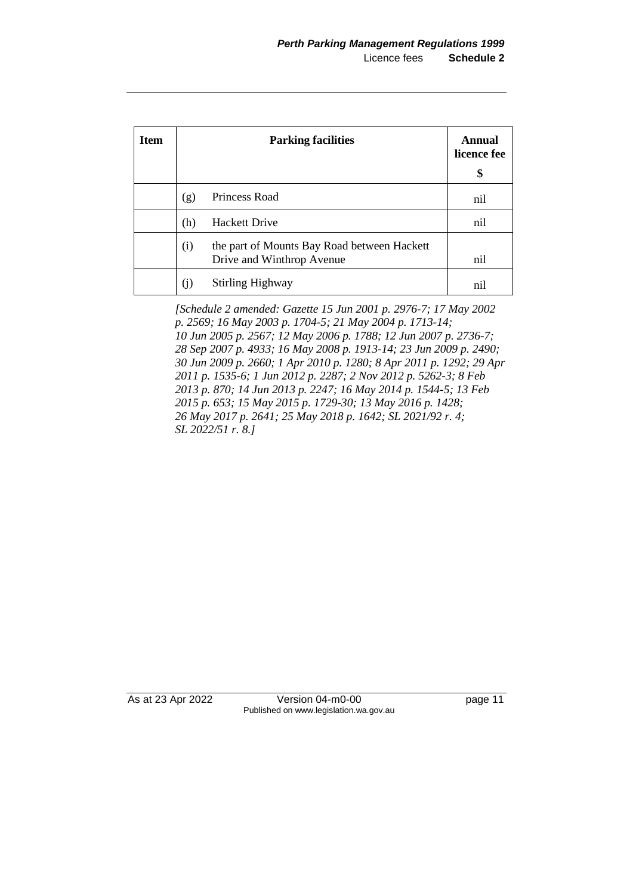| Item | Parking facilities | Annual licence fee $ |
|---|---|---|
| | (g) Princess Road | nil |
| | (h) Hackett Drive | nil |
| | (i) the part of Mounts Bay Road between Hackett Drive and Winthrop Avenue | nil |
| | (j) Stirling Highway | nil |

*[Schedule 2 amended: Gazette 15 Jun 2001 p. 2976-7; 17 May 2002 p. 2569; 16 May 2003 p. 1704-5; 21 May 2004 p. 1713-14; 10 Jun 2005 p. 2567; 12 May 2006 p. 1788; 12 Jun 2007 p. 2736-7; 28 Sep 2007 p. 4933; 16 May 2008 p. 1913-14; 23 Jun 2009 p. 2490; 30 Jun 2009 p. 2660; 1 Apr 2010 p. 1280; 8 Apr 2011 p. 1292; 29 Apr 2011 p. 1535-6; 1 Jun 2012 p. 2287; 2 Nov 2012 p. 5262-3; 8 Feb 2013 p. 870; 14 Jun 2013 p. 2247; 16 May 2014 p. 1544-5; 13 Feb 2015 p. 653; 15 May 2015 p. 1729-30; 13 May 2016 p. 1428; 26 May 2017 p. 2641; 25 May 2018 p. 1642; SL 2021/92 r. 4; SL 2022/51 r. 8.]*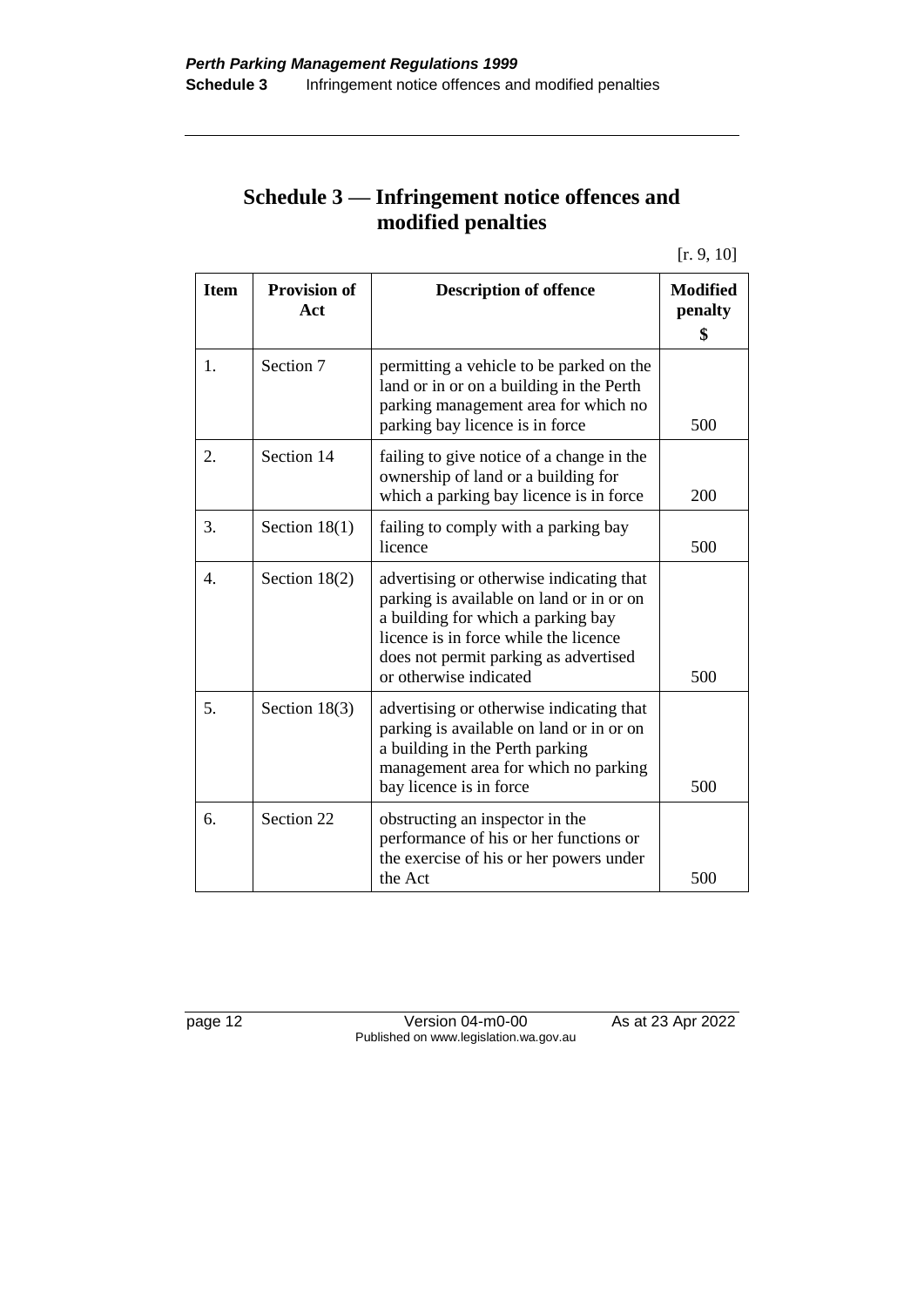# Schedule 3 — Infringement notice offences and modified penalties

[r. 9, 10]

| Item | Provision of Act | Description of offence | Modified penalty $ |
|---|---|---|---|
| 1. | Section 7 | permitting a vehicle to be parked on the land or in or on a building in the Perth parking management area for which no parking bay licence is in force | 500 |
| 2. | Section 14 | failing to give notice of a change in the ownership of land or a building for which a parking bay licence is in force | 200 |
| 3. | Section 18(1) | failing to comply with a parking bay licence | 500 |
| 4. | Section 18(2) | advertising or otherwise indicating that parking is available on land or in or on a building for which a parking bay licence is in force while the licence does not permit parking as advertised or otherwise indicated | 500 |
| 5. | Section 18(3) | advertising or otherwise indicating that parking is available on land or in or on a building in the Perth parking management area for which no parking bay licence is in force | 500 |
| 6. | Section 22 | obstructing an inspector in the performance of his or her functions or the exercise of his or her powers under the Act | 500 |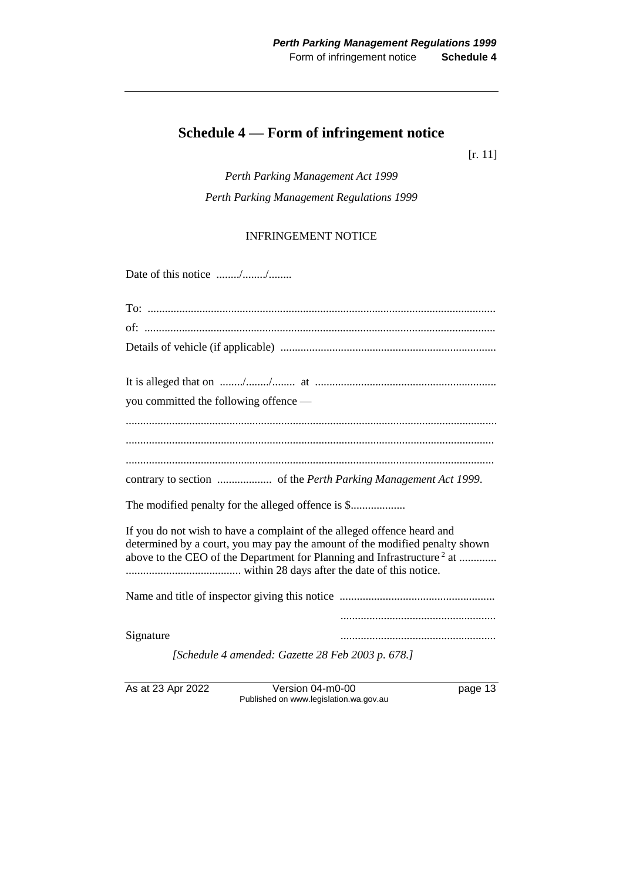# Schedule 4 — Form of infringement notice

[r. 11]

*Perth Parking Management Act 1999*

*Perth Parking Management Regulations 1999*

INFRINGEMENT NOTICE

Date of this notice ......../......../........

To: ........................................................................................................................

of: ........................................................................................................................

Details of vehicle (if applicable) ..........................................................................

It is alleged that on ......../......../........ at ..............................................................

you committed the following offence —

...............................................................................................................................

...............................................................................................................................

...............................................................................................................................

contrary to section ................... of the *Perth Parking Management Act 1999*.

The modified penalty for the alleged offence is $...................

If you do not wish to have a complaint of the alleged offence heard and determined by a court, you may pay the amount of the modified penalty shown above to the CEO of the Department for Planning and Infrastructure [2] at ............ ........................................ within 28 days after the date of this notice.

Name and title of inspector giving this notice ......................................................

......................................................

Signature ......................................................

*[Schedule 4 amended: Gazette 28 Feb 2003 p. 678.]*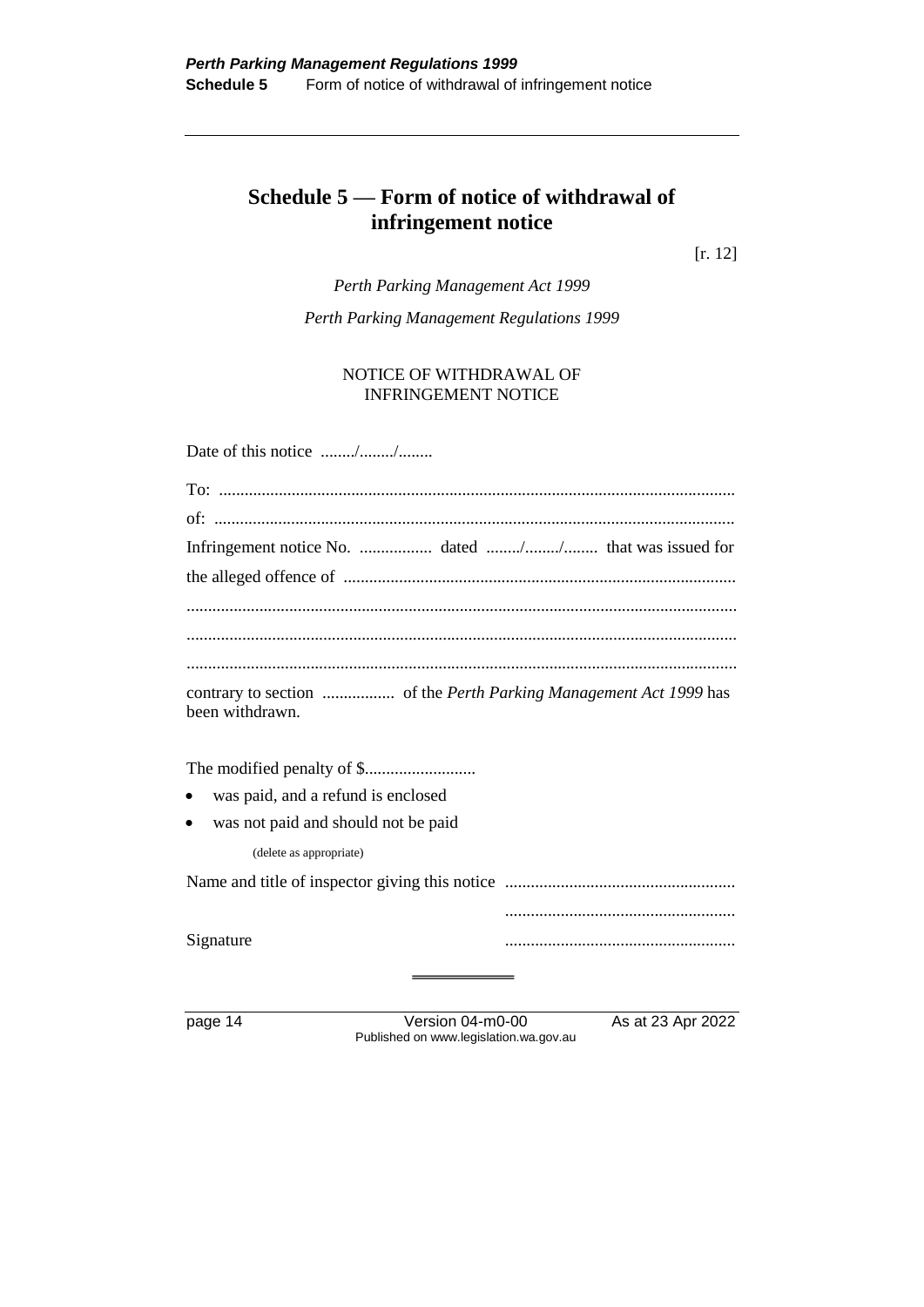# Schedule 5 — Form of notice of withdrawal of infringement notice

[r. 12]

*Perth Parking Management Act 1999*

*Perth Parking Management Regulations 1999*

NOTICE OF WITHDRAWAL OF INFRINGEMENT NOTICE

Date of this notice ......../......../........

To: ........................................................................................................................

of: .........................................................................................................................

Infringement notice No. ................. dated ......../......../........ that was issued for the alleged offence of ............................................................................................

................................................................................................................................

................................................................................................................................

................................................................................................................................

contrary to section ................. of the *Perth Parking Management Act 1999* has been withdrawn.

The modified penalty of $..........................

- was paid, and a refund is enclosed
- was not paid and should not be paid

(delete as appropriate)

Name and title of inspector giving this notice ......................................................

......................................................

Signature ......................................................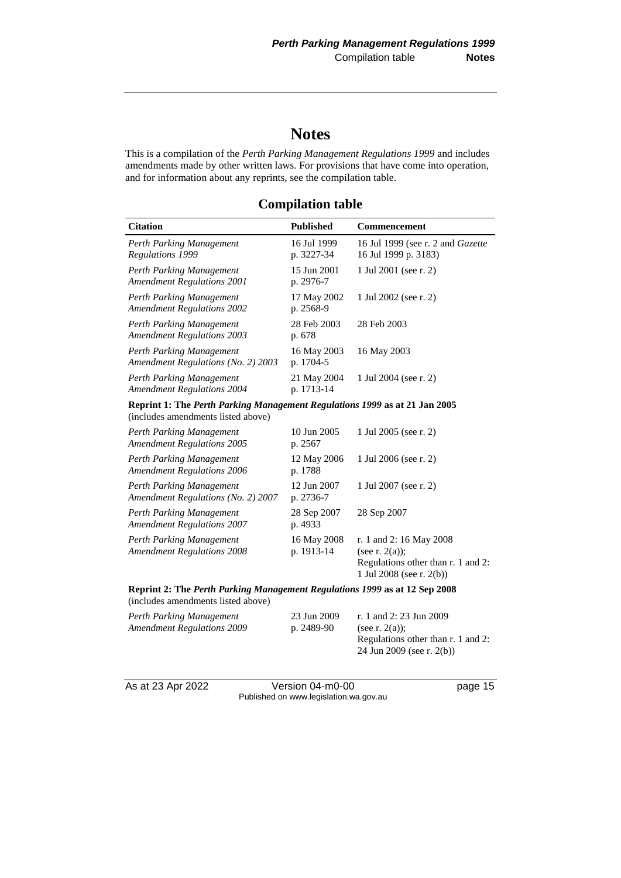# Notes

This is a compilation of the *Perth Parking Management Regulations 1999* and includes amendments made by other written laws. For provisions that have come into operation, and for information about any reprints, see the compilation table.

## Compilation table

| Citation | Published | Commencement |
|---|---|---|
| *Perth Parking Management Regulations 1999* | 16 Jul 1999 p. 3227-34 | 16 Jul 1999 (see r. 2 and *Gazette* 16 Jul 1999 p. 3183) |
| *Perth Parking Management Amendment Regulations 2001* | 15 Jun 2001 p. 2976-7 | 1 Jul 2001 (see r. 2) |
| *Perth Parking Management Amendment Regulations 2002* | 17 May 2002 p. 2568-9 | 1 Jul 2002 (see r. 2) |
| *Perth Parking Management Amendment Regulations 2003* | 28 Feb 2003 p. 678 | 28 Feb 2003 |
| *Perth Parking Management Amendment Regulations (No. 2) 2003* | 16 May 2003 p. 1704-5 | 16 May 2003 |
| *Perth Parking Management Amendment Regulations 2004* | 21 May 2004 p. 1713-14 | 1 Jul 2004 (see r. 2) |
| **Reprint 1: The *Perth Parking Management Regulations 1999* as at 21 Jan 2005** (includes amendments listed above) | | |
| *Perth Parking Management Amendment Regulations 2005* | 10 Jun 2005 p. 2567 | 1 Jul 2005 (see r. 2) |
| *Perth Parking Management Amendment Regulations 2006* | 12 May 2006 p. 1788 | 1 Jul 2006 (see r. 2) |
| *Perth Parking Management Amendment Regulations (No. 2) 2007* | 12 Jun 2007 p. 2736-7 | 1 Jul 2007 (see r. 2) |
| *Perth Parking Management Amendment Regulations 2007* | 28 Sep 2007 p. 4933 | 28 Sep 2007 |
| *Perth Parking Management Amendment Regulations 2008* | 16 May 2008 p. 1913-14 | r. 1 and 2: 16 May 2008 (see r. 2(a)); Regulations other than r. 1 and 2: 1 Jul 2008 (see r. 2(b)) |
| **Reprint 2: The *Perth Parking Management Regulations 1999* as at 12 Sep 2008** (includes amendments listed above) | | |
| *Perth Parking Management Amendment Regulations 2009* | 23 Jun 2009 p. 2489-90 | r. 1 and 2: 23 Jun 2009 (see r. 2(a)); Regulations other than r. 1 and 2: 24 Jun 2009 (see r. 2(b)) |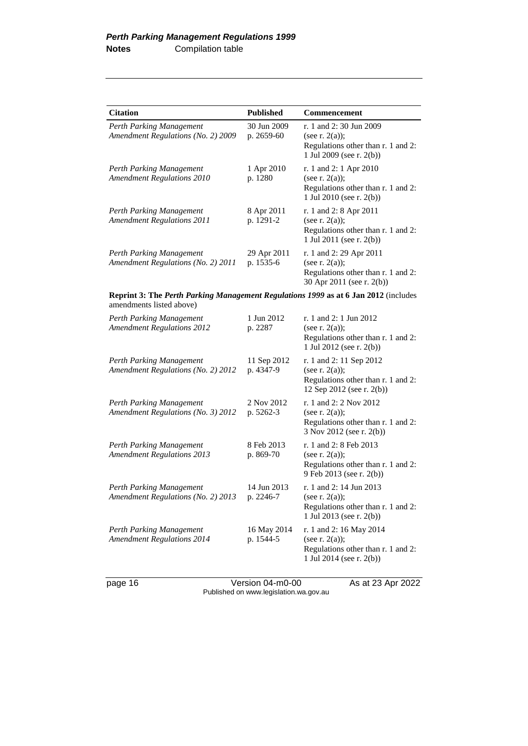| Citation | Published | Commencement |
| --- | --- | --- |
| *Perth Parking Management Amendment Regulations (No. 2) 2009* | 30 Jun 2009 p. 2659-60 | r. 1 and 2: 30 Jun 2009 (see r. 2(a)); Regulations other than r. 1 and 2: 1 Jul 2009 (see r. 2(b)) |
| *Perth Parking Management Amendment Regulations 2010* | 1 Apr 2010 p. 1280 | r. 1 and 2: 1 Apr 2010 (see r. 2(a)); Regulations other than r. 1 and 2: 1 Jul 2010 (see r. 2(b)) |
| *Perth Parking Management Amendment Regulations 2011* | 8 Apr 2011 p. 1291-2 | r. 1 and 2: 8 Apr 2011 (see r. 2(a)); Regulations other than r. 1 and 2: 1 Jul 2011 (see r. 2(b)) |
| *Perth Parking Management Amendment Regulations (No. 2) 2011* | 29 Apr 2011 p. 1535-6 | r. 1 and 2: 29 Apr 2011 (see r. 2(a)); Regulations other than r. 1 and 2: 30 Apr 2011 (see r. 2(b)) |
| **Reprint 3: The *Perth Parking Management Regulations 1999* as at 6 Jan 2012** (includes amendments listed above) | | |
| *Perth Parking Management Amendment Regulations 2012* | 1 Jun 2012 p. 2287 | r. 1 and 2: 1 Jun 2012 (see r. 2(a)); Regulations other than r. 1 and 2: 1 Jul 2012 (see r. 2(b)) |
| *Perth Parking Management Amendment Regulations (No. 2) 2012* | 11 Sep 2012 p. 4347-9 | r. 1 and 2: 11 Sep 2012 (see r. 2(a)); Regulations other than r. 1 and 2: 12 Sep 2012 (see r. 2(b)) |
| *Perth Parking Management Amendment Regulations (No. 3) 2012* | 2 Nov 2012 p. 5262-3 | r. 1 and 2: 2 Nov 2012 (see r. 2(a)); Regulations other than r. 1 and 2: 3 Nov 2012 (see r. 2(b)) |
| *Perth Parking Management Amendment Regulations 2013* | 8 Feb 2013 p. 869-70 | r. 1 and 2: 8 Feb 2013 (see r. 2(a)); Regulations other than r. 1 and 2: 9 Feb 2013 (see r. 2(b)) |
| *Perth Parking Management Amendment Regulations (No. 2) 2013* | 14 Jun 2013 p. 2246-7 | r. 1 and 2: 14 Jun 2013 (see r. 2(a)); Regulations other than r. 1 and 2: 1 Jul 2013 (see r. 2(b)) |
| *Perth Parking Management Amendment Regulations 2014* | 16 May 2014 p. 1544-5 | r. 1 and 2: 16 May 2014 (see r. 2(a)); Regulations other than r. 1 and 2: 1 Jul 2014 (see r. 2(b)) |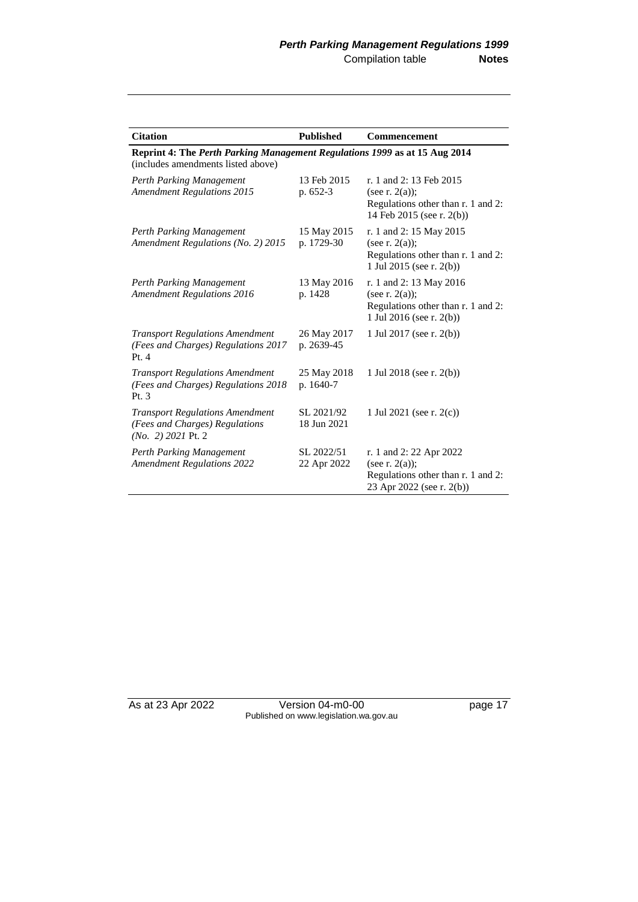| Citation | Published | Commencement |
|---|---|---|
| **Reprint 4: The *Perth Parking Management Regulations 1999* as at 15 Aug 2014** (includes amendments listed above) | | |
| *Perth Parking Management Amendment Regulations 2015* | 13 Feb 2015 p. 652-3 | r. 1 and 2: 13 Feb 2015 (see r. 2(a)); Regulations other than r. 1 and 2: 14 Feb 2015 (see r. 2(b)) |
| *Perth Parking Management Amendment Regulations (No. 2) 2015* | 15 May 2015 p. 1729-30 | r. 1 and 2: 15 May 2015 (see r. 2(a)); Regulations other than r. 1 and 2: 1 Jul 2015 (see r. 2(b)) |
| *Perth Parking Management Amendment Regulations 2016* | 13 May 2016 p. 1428 | r. 1 and 2: 13 May 2016 (see r. 2(a)); Regulations other than r. 1 and 2: 1 Jul 2016 (see r. 2(b)) |
| *Transport Regulations Amendment (Fees and Charges) Regulations 2017* Pt. 4 | 26 May 2017 p. 2639-45 | 1 Jul 2017 (see r. 2(b)) |
| *Transport Regulations Amendment (Fees and Charges) Regulations 2018* Pt. 3 | 25 May 2018 p. 1640-7 | 1 Jul 2018 (see r. 2(b)) |
| *Transport Regulations Amendment (Fees and Charges) Regulations (No. 2) 2021* Pt. 2 | SL 2021/92 18 Jun 2021 | 1 Jul 2021 (see r. 2(c)) |
| *Perth Parking Management Amendment Regulations 2022* | SL 2022/51 22 Apr 2022 | r. 1 and 2: 22 Apr 2022 (see r. 2(a)); Regulations other than r. 1 and 2: 23 Apr 2022 (see r. 2(b)) |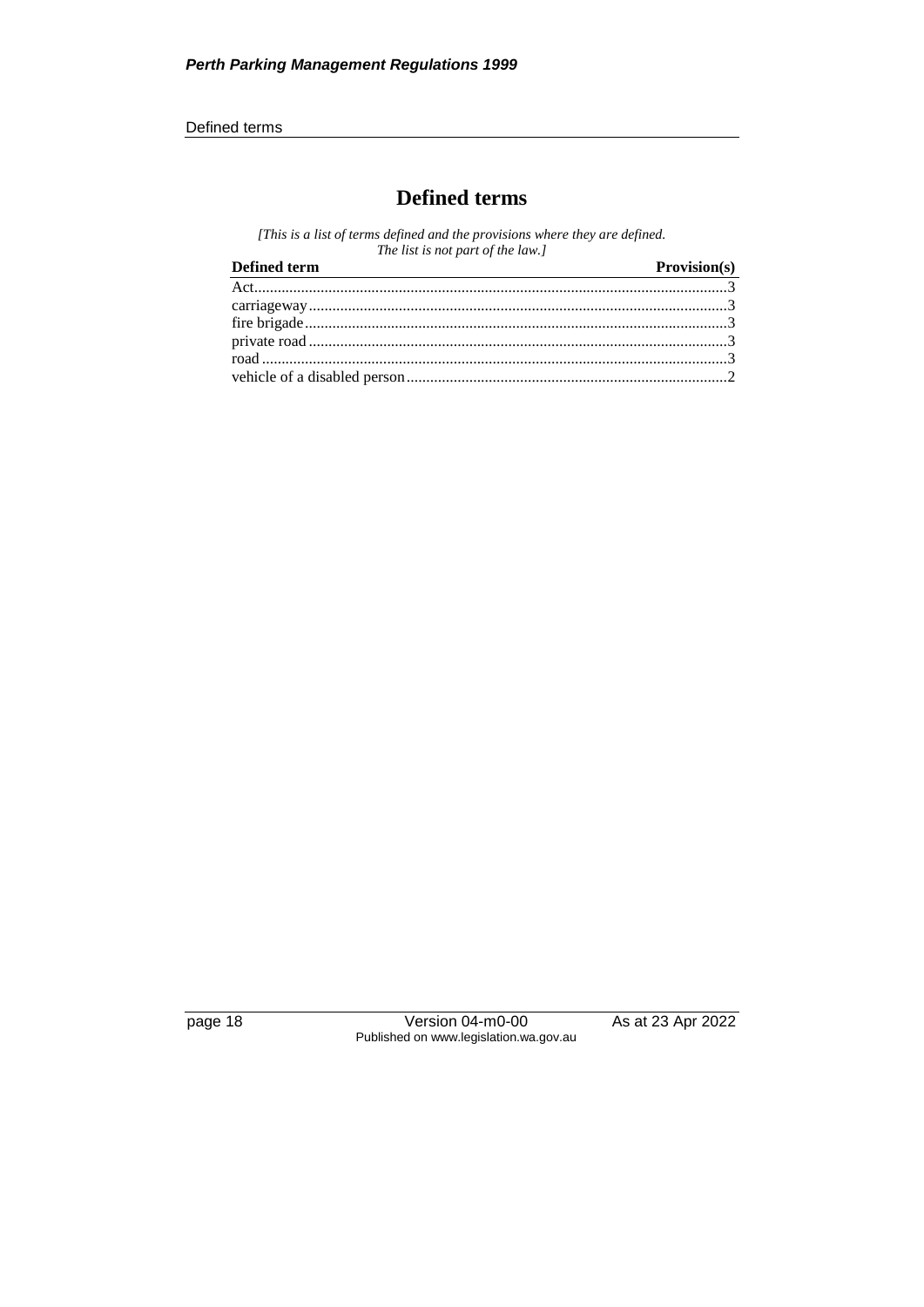# Defined terms

*[This is a list of terms defined and the provisions where they are defined. The list is not part of the law.]*

| Defined term | Provision(s) |
|---|---|
| Act | 3 |
| carriageway | 3 |
| fire brigade | 3 |
| private road | 3 |
| road | 3 |
| vehicle of a disabled person | 2 |